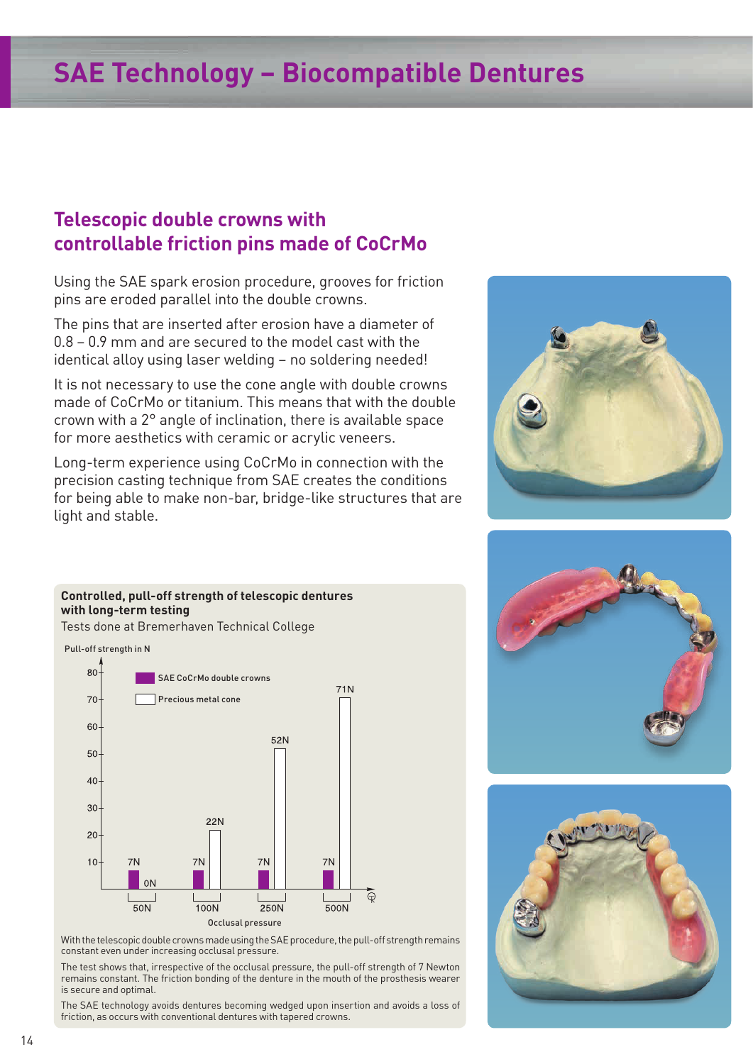# SAE Technology – Biocompatible Dentures

## Telescopic double crowns with controllable friction pins made of CoCrMo

Using the SAE spark erosion procedure, grooves for friction pins are eroded parallel into the double crowns.

The pins that are inserted after erosion have a diameter of 0.8 – 0.9 mm and are secured to the model cast with the identical alloy using laser welding – no soldering needed!

It is not necessary to use the cone angle with double crowns made of CoCrMo or titanium. This means that with the double crown with a 2° angle of inclination, there is available space for more aesthetics with ceramic or acrylic veneers.

Long-term experience using CoCrMo in connection with the precision casting technique from SAE creates the conditions for being able to make non-bar, bridge-like structures that are light and stable.

**Controlled, pull-off strength of telescopic dentures with long-term testing**

Tests done at Bremerhaven Technical College

| Occlusal pressure | SAE CoCrMo double crowns (Pull-off strength in N) | Precious metal cone (Pull-off strength in N) |
| --- | --- | --- |
| 50N | 7N | 0N |
| 100N | 7N | 22N |
| 250N | 7N | 52N |
| 500N | 7N | 71N |

With the telescopic double crowns made using the SAE procedure, the pull-off strength remains constant even under increasing occlusal pressure.

The test shows that, irrespective of the occlusal pressure, the pull-off strength of 7 Newton remains constant. The friction bonding of the denture in the mouth of the prosthesis wearer is secure and optimal.

The SAE technology avoids dentures becoming wedged upon insertion and avoids a loss of friction, as occurs with conventional dentures with tapered crowns.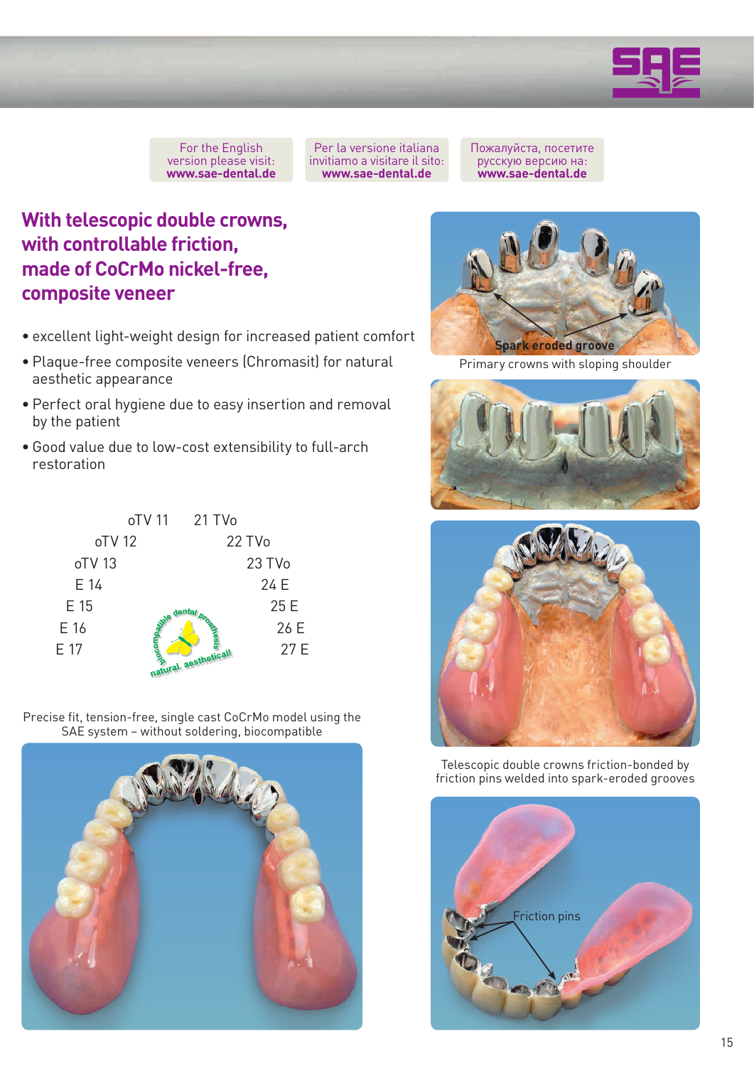For the English version please visit: **www.sae-dental.de**

Per la versione italiana invitiamo a visitare il sito: **www.sae-dental.de**

Пожалуйста, посетите русскую версию на: **www.sae-dental.de**

## With telescopic double crowns, with controllable friction, made of CoCrMo nickel-free, composite veneer

- excellent light-weight design for increased patient comfort
- Plaque-free composite veneers (Chromasit) for natural aesthetic appearance
- Perfect oral hygiene due to easy insertion and removal by the patient
- Good value due to low-cost extensibility to full-arch restoration

oTV 11
oTV 12
oTV 13
E 14
E 15
E 16
E 17

21 TVo
22 TVo
23 TVo
24 E
25 E
26 E
27 E

biocompatible dental prosthesis
natural. aesthetical!

Precise fit, tension-free, single cast CoCrMo model using the SAE system – without soldering, biocompatible

Spark eroded groove

Primary crowns with sloping shoulder

Telescopic double crowns friction-bonded by friction pins welded into spark-eroded grooves

Friction pins